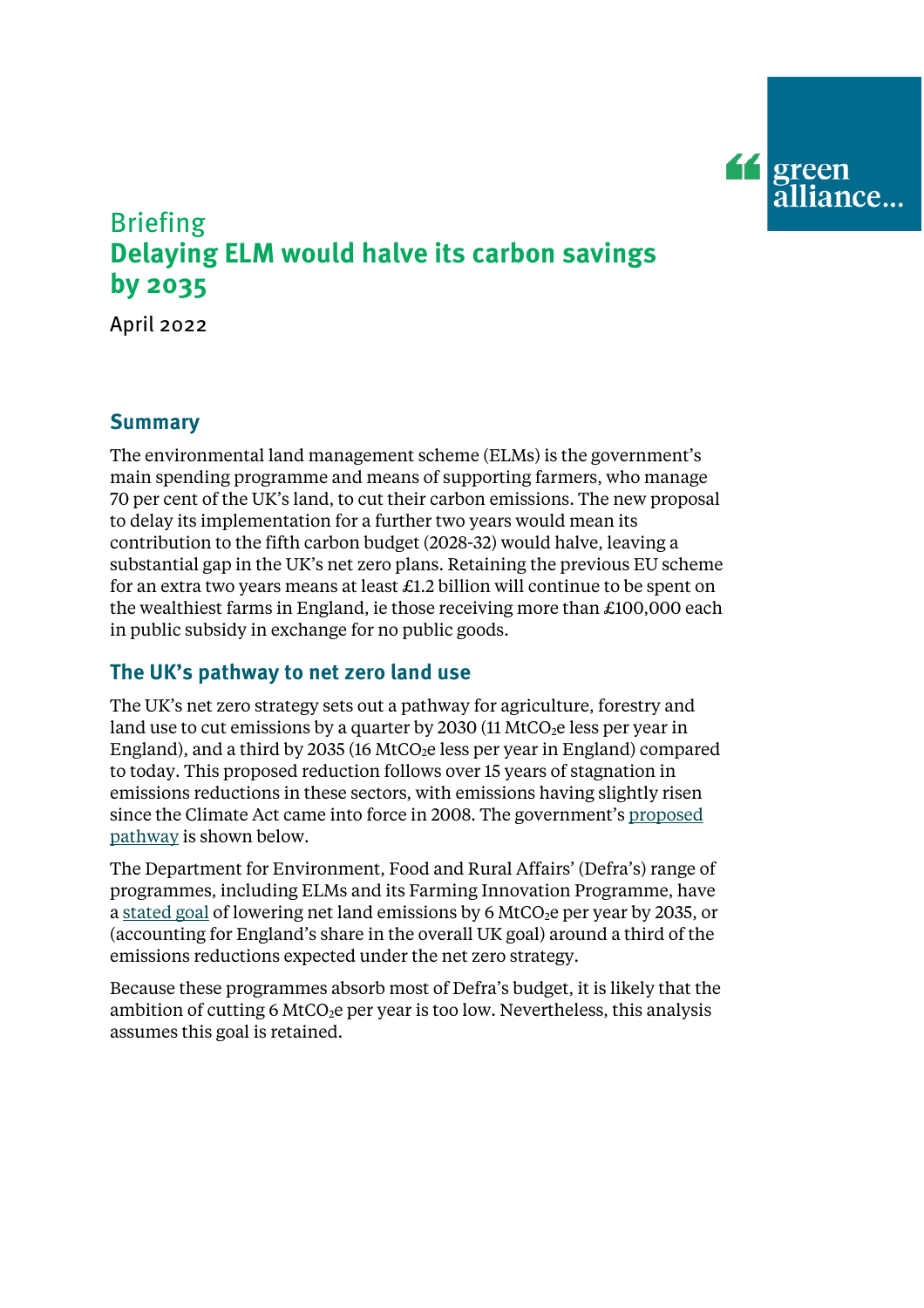green alliance…

Briefing

# Delaying ELM would halve its carbon savings by 2035

April 2022

## Summary

The environmental land management scheme (ELMs) is the government's main spending programme and means of supporting farmers, who manage 70 per cent of the UK's land, to cut their carbon emissions. The new proposal to delay its implementation for a further two years would mean its contribution to the fifth carbon budget (2028-32) would halve, leaving a substantial gap in the UK's net zero plans. Retaining the previous EU scheme for an extra two years means at least £1.2 billion will continue to be spent on the wealthiest farms in England, ie those receiving more than £100,000 each in public subsidy in exchange for no public goods.

## The UK's pathway to net zero land use

The UK's net zero strategy sets out a pathway for agriculture, forestry and land use to cut emissions by a quarter by 2030 (11 $MtCO_2e$ less per year in England), and a third by 2035 (16 $MtCO_2e$ less per year in England) compared to today. This proposed reduction follows over 15 years of stagnation in emissions reductions in these sectors, with emissions having slightly risen since the Climate Act came into force in 2008. The government's proposed pathway is shown below.

The Department for Environment, Food and Rural Affairs' (Defra's) range of programmes, including ELMs and its Farming Innovation Programme, have a stated goal of lowering net land emissions by 6 $MtCO_2e$ per year by 2035, or (accounting for England's share in the overall UK goal) around a third of the emissions reductions expected under the net zero strategy.

Because these programmes absorb most of Defra's budget, it is likely that the ambition of cutting 6 $MtCO_2e$ per year is too low. Nevertheless, this analysis assumes this goal is retained.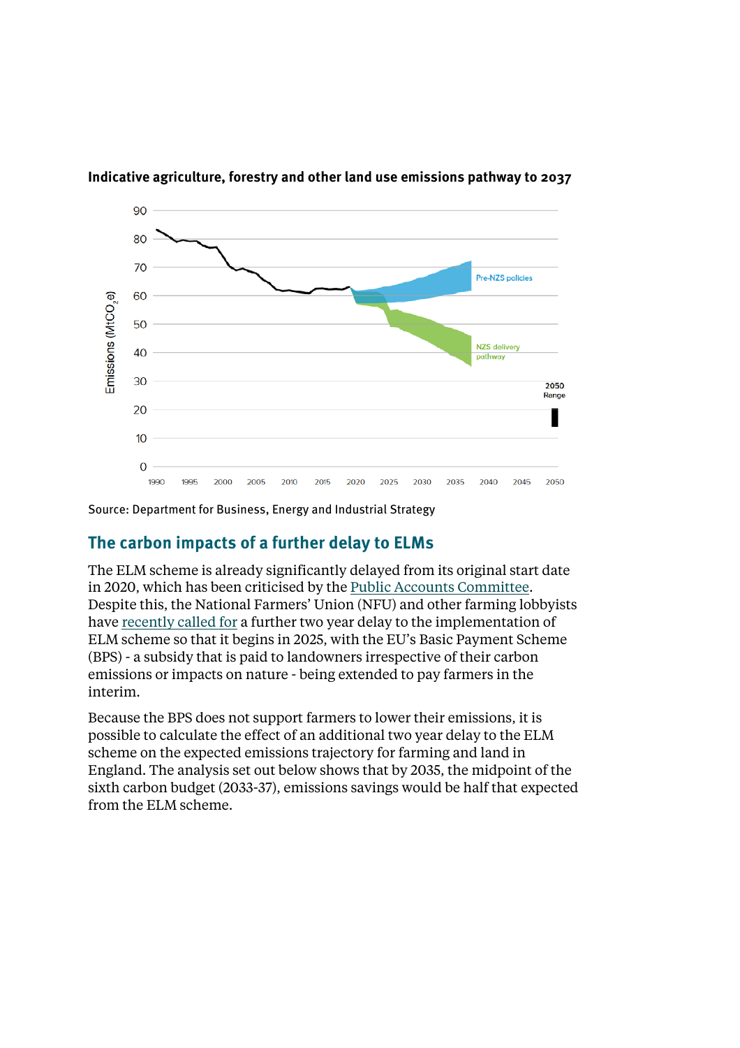**Indicative agriculture, forestry and other land use emissions pathway to 2037**

Source: Department for Business, Energy and Industrial Strategy

## The carbon impacts of a further delay to ELMs

The ELM scheme is already significantly delayed from its original start date in 2020, which has been criticised by the Public Accounts Committee. Despite this, the National Farmers' Union (NFU) and other farming lobbyists have recently called for a further two year delay to the implementation of ELM scheme so that it begins in 2025, with the EU's Basic Payment Scheme (BPS) - a subsidy that is paid to landowners irrespective of their carbon emissions or impacts on nature - being extended to pay farmers in the interim.

Because the BPS does not support farmers to lower their emissions, it is possible to calculate the effect of an additional two year delay to the ELM scheme on the expected emissions trajectory for farming and land in England. The analysis set out below shows that by 2035, the midpoint of the sixth carbon budget (2033-37), emissions savings would be half that expected from the ELM scheme.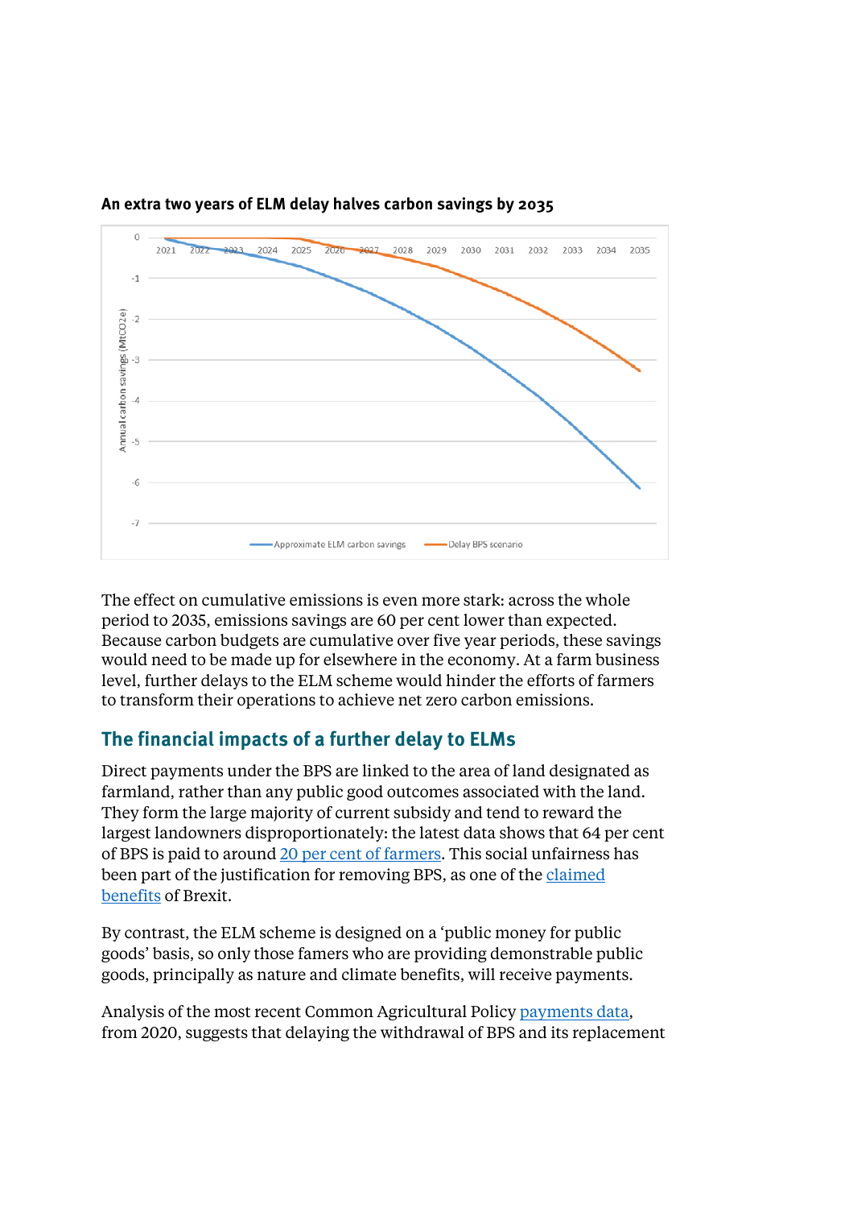**An extra two years of ELM delay halves carbon savings by 2035**

The effect on cumulative emissions is even more stark: across the whole period to 2035, emissions savings are 60 per cent lower than expected. Because carbon budgets are cumulative over five year periods, these savings would need to be made up for elsewhere in the economy. At a farm business level, further delays to the ELM scheme would hinder the efforts of farmers to transform their operations to achieve net zero carbon emissions.

## The financial impacts of a further delay to ELMs

Direct payments under the BPS are linked to the area of land designated as farmland, rather than any public good outcomes associated with the land. They form the large majority of current subsidy and tend to reward the largest landowners disproportionately: the latest data shows that 64 per cent of BPS is paid to around 20 per cent of farmers. This social unfairness has been part of the justification for removing BPS, as one of the claimed benefits of Brexit.

By contrast, the ELM scheme is designed on a 'public money for public goods' basis, so only those famers who are providing demonstrable public goods, principally as nature and climate benefits, will receive payments.

Analysis of the most recent Common Agricultural Policy payments data, from 2020, suggests that delaying the withdrawal of BPS and its replacement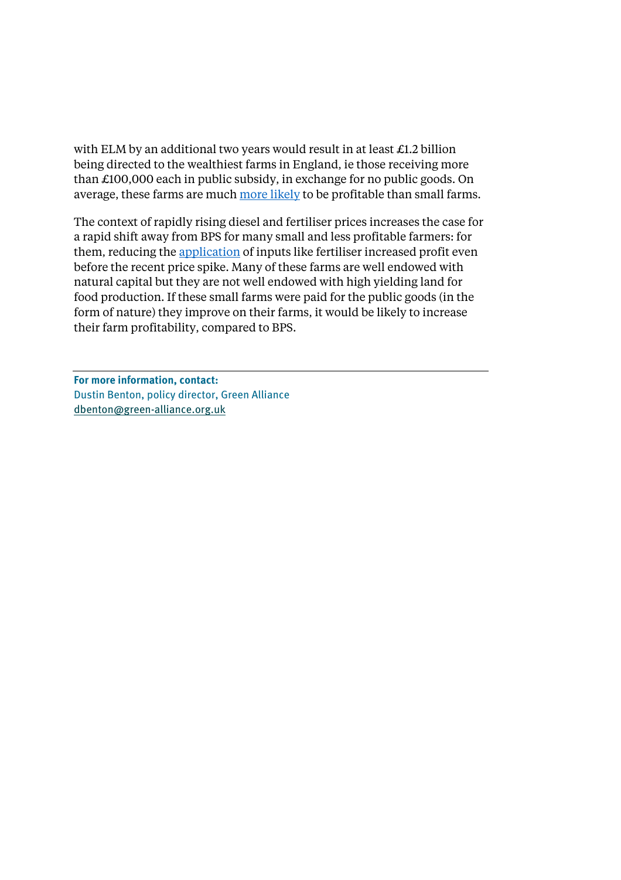with ELM by an additional two years would result in at least £1.2 billion being directed to the wealthiest farms in England, ie those receiving more than £100,000 each in public subsidy, in exchange for no public goods. On average, these farms are much more likely to be profitable than small farms.

The context of rapidly rising diesel and fertiliser prices increases the case for a rapid shift away from BPS for many small and less profitable farmers: for them, reducing the application of inputs like fertiliser increased profit even before the recent price spike. Many of these farms are well endowed with natural capital but they are not well endowed with high yielding land for food production. If these small farms were paid for the public goods (in the form of nature) they improve on their farms, it would be likely to increase their farm profitability, compared to BPS.

---

**For more information, contact:**
Dustin Benton, policy director, Green Alliance
dbenton@green-alliance.org.uk